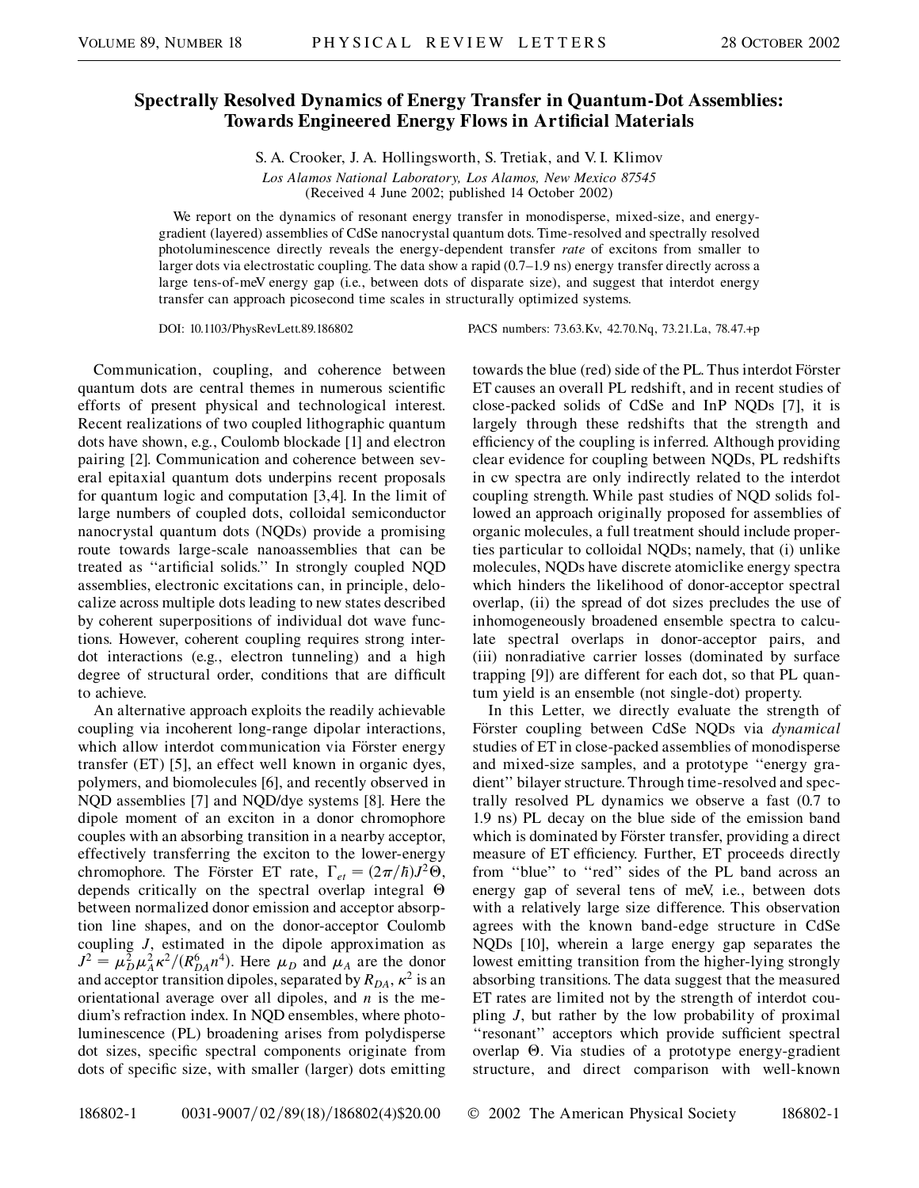# Spectrally Resolved Dynamics of Energy Transfer in Quantum-Dot Assemblies: Towards Engineered Energy Flows in Artificial Materials

S. A. Crooker, J. A. Hollingsworth, S. Tretiak, and V. I. Klimov

*Los Alamos National Laboratory, Los Alamos, New Mexico 87545*

(Received 4 June 2002; published 14 October 2002)

We report on the dynamics of resonant energy transfer in monodisperse, mixed-size, and energy-gradient (layered) assemblies of CdSe nanocrystal quantum dots. Time-resolved and spectrally resolved photoluminescence directly reveals the energy-dependent transfer *rate* of excitons from smaller to larger dots via electrostatic coupling. The data show a rapid (0.7–1.9 ns) energy transfer directly across a large tens-of-meV energy gap (i.e., between dots of disparate size), and suggest that interdot energy transfer can approach picosecond time scales in structurally optimized systems.

DOI: 10.1103/PhysRevLett.89.186802 PACS numbers: 73.63.Kv, 42.70.Nq, 73.21.La, 78.47.+p

Communication, coupling, and coherence between quantum dots are central themes in numerous scientific efforts of present physical and technological interest. Recent realizations of two coupled lithographic quantum dots have shown, e.g., Coulomb blockade [1] and electron pairing [2]. Communication and coherence between several epitaxial quantum dots underpins recent proposals for quantum logic and computation [3,4]. In the limit of large numbers of coupled dots, colloidal semiconductor nanocrystal quantum dots (NQDs) provide a promising route towards large-scale nanoassemblies that can be treated as "artificial solids." In strongly coupled NQD assemblies, electronic excitations can, in principle, delocalize across multiple dots leading to new states described by coherent superpositions of individual dot wave functions. However, coherent coupling requires strong interdot interactions (e.g., electron tunneling) and a high degree of structural order, conditions that are difficult to achieve.

An alternative approach exploits the readily achievable coupling via incoherent long-range dipolar interactions, which allow interdot communication via Förster energy transfer (ET) [5], an effect well known in organic dyes, polymers, and biomolecules [6], and recently observed in NQD assemblies [7] and NQD/dye systems [8]. Here the dipole moment of an exciton in a donor chromophore couples with an absorbing transition in a nearby acceptor, effectively transferring the exciton to the lower-energy chromophore. The Förster ET rate, $\Gamma_{et} = (2\pi/\hbar)J^2\Theta$, depends critically on the spectral overlap integral $\Theta$ between normalized donor emission and acceptor absorption line shapes, and on the donor-acceptor Coulomb coupling $J$, estimated in the dipole approximation as $J^2 = \mu_D^2\mu_A^2\kappa^2/(R_{DA}^6 n^4)$. Here $\mu_D$ and $\mu_A$ are the donor and acceptor transition dipoles, separated by $R_{DA}$, $\kappa^2$ is an orientational average over all dipoles, and $n$ is the medium's refraction index. In NQD ensembles, where photoluminescence (PL) broadening arises from polydisperse dot sizes, specific spectral components originate from dots of specific size, with smaller (larger) dots emitting towards the blue (red) side of the PL. Thus interdot Förster ET causes an overall PL redshift, and in recent studies of close-packed solids of CdSe and InP NQDs [7], it is largely through these redshifts that the strength and efficiency of the coupling is inferred. Although providing clear evidence for coupling between NQDs, PL redshifts in cw spectra are only indirectly related to the interdot coupling strength. While past studies of NQD solids followed an approach originally proposed for assemblies of organic molecules, a full treatment should include properties particular to colloidal NQDs; namely, that (i) unlike molecules, NQDs have discrete atomiclike energy spectra which hinders the likelihood of donor-acceptor spectral overlap, (ii) the spread of dot sizes precludes the use of inhomogeneously broadened ensemble spectra to calculate spectral overlaps in donor-acceptor pairs, and (iii) nonradiative carrier losses (dominated by surface trapping [9]) are different for each dot, so that PL quantum yield is an ensemble (not single-dot) property.

In this Letter, we directly evaluate the strength of Förster coupling between CdSe NQDs via *dynamical* studies of ET in close-packed assemblies of monodisperse and mixed-size samples, and a prototype "energy gradient" bilayer structure. Through time-resolved and spectrally resolved PL dynamics we observe a fast (0.7 to 1.9 ns) PL decay on the blue side of the emission band which is dominated by Förster transfer, providing a direct measure of ET efficiency. Further, ET proceeds directly from "blue" to "red" sides of the PL band across an energy gap of several tens of meV, i.e., between dots with a relatively large size difference. This observation agrees with the known band-edge structure in CdSe NQDs [10], wherein a large energy gap separates the lowest emitting transition from the higher-lying strongly absorbing transitions. The data suggest that the measured ET rates are limited not by the strength of interdot coupling $J$, but rather by the low probability of proximal "resonant" acceptors which provide sufficient spectral overlap $\Theta$. Via studies of a prototype energy-gradient structure, and direct comparison with well-known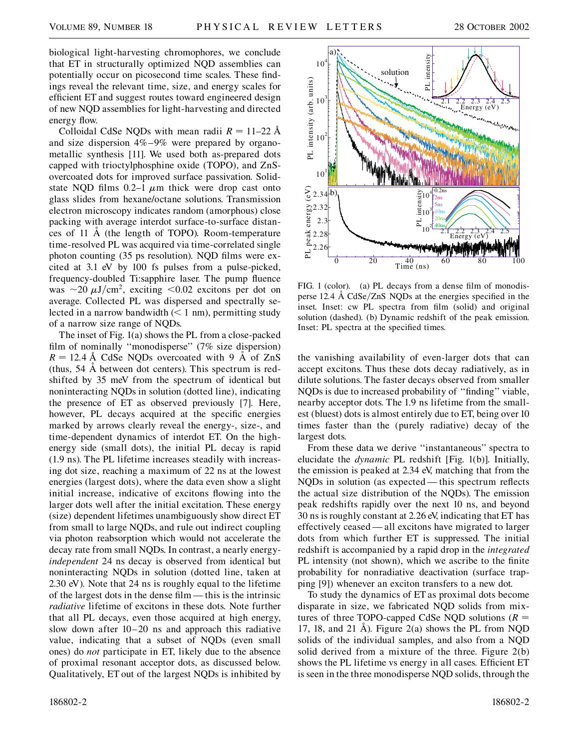biological light-harvesting chromophores, we conclude that ET in structurally optimized NQD assemblies can potentially occur on picosecond time scales. These findings reveal the relevant time, size, and energy scales for efficient ET and suggest routes toward engineered design of new NQD assemblies for light-harvesting and directed energy flow.

Colloidal CdSe NQDs with mean radii $R = 11$–$22$ Å and size dispersion 4%–9% were prepared by organometallic synthesis [11]. We used both as-prepared dots capped with trioctylphosphine oxide (TOPO), and ZnS-overcoated dots for improved surface passivation. Solid-state NQD films 0.2–1 $\mu$m thick were drop cast onto glass slides from hexane/octane solutions. Transmission electron microscopy indicates random (amorphous) close packing with average interdot surface-to-surface distances of 11 Å (the length of TOPO). Room-temperature time-resolved PL was acquired via time-correlated single photon counting (35 ps resolution). NQD films were excited at 3.1 eV by 100 fs pulses from a pulse-picked, frequency-doubled Ti:sapphire laser. The pump fluence was $\sim 20\ \mu\mathrm{J/cm^2}$, exciting $< 0.02$ excitons per dot on average. Collected PL was dispersed and spectrally selected in a narrow bandwidth ($< 1$ nm), permitting study of a narrow size range of NQDs.

The inset of Fig. 1(a) shows the PL from a close-packed film of nominally "monodisperse" (7% size dispersion) $R = 12.4$ Å CdSe NQDs overcoated with 9 Å of ZnS (thus, 54 Å between dot centers). This spectrum is redshifted by 35 meV from the spectrum of identical but noninteracting NQDs in solution (dotted line), indicating the presence of ET as observed previously [7]. Here, however, PL decays acquired at the specific energies marked by arrows clearly reveal the energy-, size-, and time-dependent dynamics of interdot ET. On the high-energy side (small dots), the initial PL decay is rapid (1.9 ns). The PL lifetime increases steadily with increasing dot size, reaching a maximum of 22 ns at the lowest energies (largest dots), where the data even show a slight initial increase, indicative of excitons flowing into the larger dots well after the initial excitation. These energy (size) dependent lifetimes unambiguously show direct ET from small to large NQDs, and rule out indirect coupling via photon reabsorption which would not accelerate the decay rate from small NQDs. In contrast, a nearly energy-*independent* 24 ns decay is observed from identical but noninteracting NQDs in solution (dotted line, taken at 2.30 eV). Note that 24 ns is roughly equal to the lifetime of the largest dots in the dense film—this is the intrinsic *radiative* lifetime of excitons in these dots. Note further that all PL decays, even those acquired at high energy, slow down after 10–20 ns and approach this radiative value, indicating that a subset of NQDs (even small ones) do *not* participate in ET, likely due to the absence of proximal resonant acceptor dots, as discussed below. Qualitatively, ET out of the largest NQDs is inhibited by the vanishing availability of even-larger dots that can accept excitons. Thus these dots decay radiatively, as in dilute solutions. The faster decays observed from smaller NQDs is due to increased probability of "finding" viable, nearby acceptor dots. The 1.9 ns lifetime from the smallest (bluest) dots is almost entirely due to ET, being over 10 times faster than the (purely radiative) decay of the largest dots.

FIG. 1 (color). (a) PL decays from a dense film of monodisperse 12.4 Å CdSe/ZnS NQDs at the energies specified in the inset. Inset: cw PL spectra from film (solid) and original solution (dashed). (b) Dynamic redshift of the peak emission. Inset: PL spectra at the specified times.

From these data we derive "instantaneous" spectra to elucidate the *dynamic* PL redshift [Fig. 1(b)]. Initially, the emission is peaked at 2.34 eV, matching that from the NQDs in solution (as expected—this spectrum reflects the actual size distribution of the NQDs). The emission peak redshifts rapidly over the next 10 ns, and beyond 30 ns is roughly constant at 2.26 eV, indicating that ET has effectively ceased—all excitons have migrated to larger dots from which further ET is suppressed. The initial redshift is accompanied by a rapid drop in the *integrated* PL intensity (not shown), which we ascribe to the finite probability for nonradiative deactivation (surface trapping [9]) whenever an exciton transfers to a new dot.

To study the dynamics of ET as proximal dots become disparate in size, we fabricated NQD solids from mixtures of three TOPO-capped CdSe NQD solutions ($R = 17$, 18, and 21 Å). Figure 2(a) shows the PL from NQD solids of the individual samples, and also from a NQD solid derived from a mixture of the three. Figure 2(b) shows the PL lifetime vs energy in all cases. Efficient ET is seen in the three monodisperse NQD solids, through the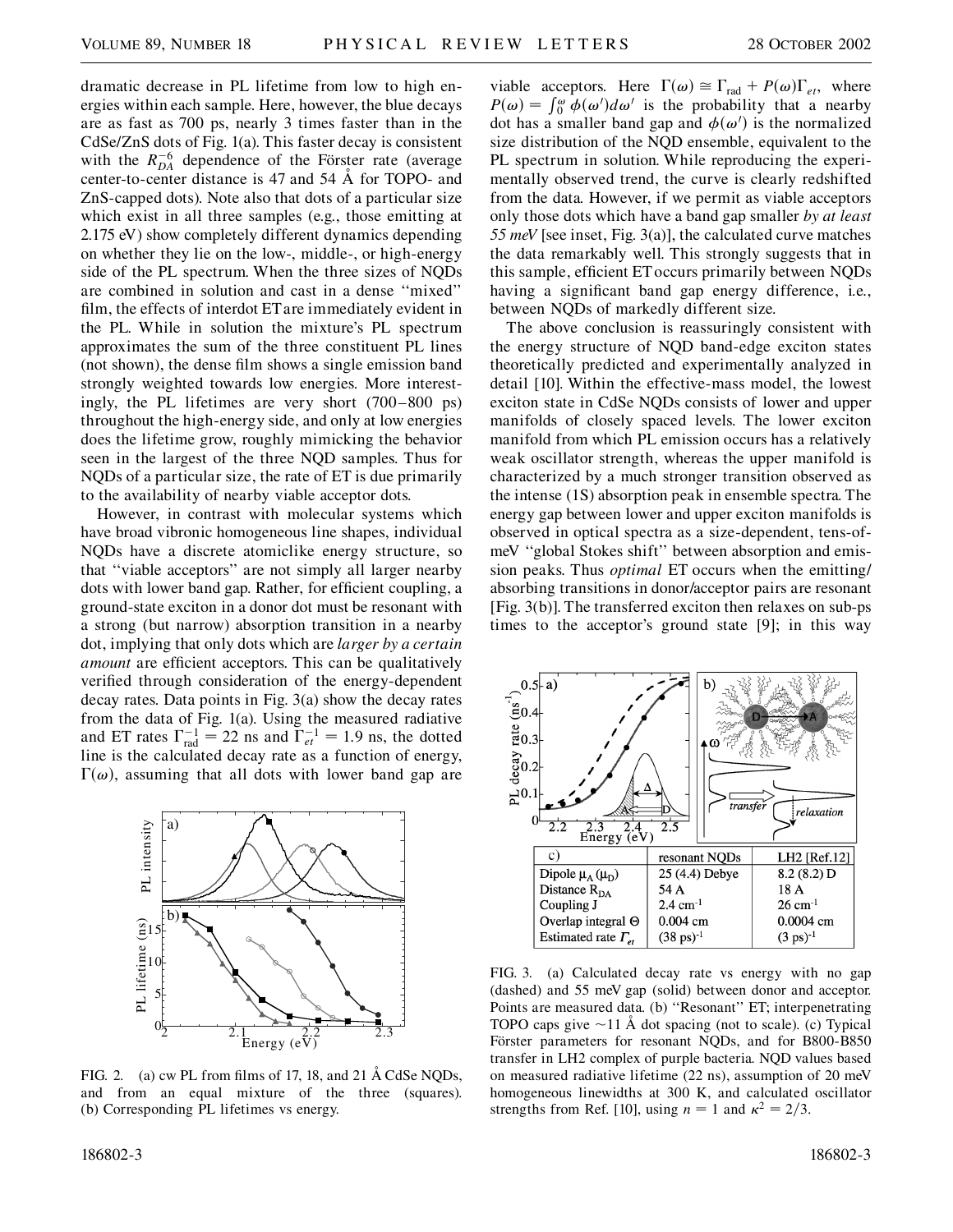dramatic decrease in PL lifetime from low to high energies within each sample. Here, however, the blue decays are as fast as 700 ps, nearly 3 times faster than in the CdSe/ZnS dots of Fig. 1(a). This faster decay is consistent with the $R_{DA}^{-6}$ dependence of the Förster rate (average center-to-center distance is 47 and 54 Å for TOPO- and ZnS-capped dots). Note also that dots of a particular size which exist in all three samples (e.g., those emitting at 2.175 eV) show completely different dynamics depending on whether they lie on the low-, middle-, or high-energy side of the PL spectrum. When the three sizes of NQDs are combined in solution and cast in a dense "mixed" film, the effects of interdot ET are immediately evident in the PL. While in solution the mixture's PL spectrum approximates the sum of the three constituent PL lines (not shown), the dense film shows a single emission band strongly weighted towards low energies. More interestingly, the PL lifetimes are very short (700–800 ps) throughout the high-energy side, and only at low energies does the lifetime grow, roughly mimicking the behavior seen in the largest of the three NQD samples. Thus for NQDs of a particular size, the rate of ET is due primarily to the availability of nearby viable acceptor dots.

However, in contrast with molecular systems which have broad vibronic homogeneous line shapes, individual NQDs have a discrete atomiclike energy structure, so that "viable acceptors" are not simply all larger nearby dots with lower band gap. Rather, for efficient coupling, a ground-state exciton in a donor dot must be resonant with a strong (but narrow) absorption transition in a nearby dot, implying that only dots which are *larger by a certain amount* are efficient acceptors. This can be qualitatively verified through consideration of the energy-dependent decay rates. Data points in Fig. 3(a) show the decay rates from the data of Fig. 1(a). Using the measured radiative and ET rates $\Gamma_{\mathrm{rad}}^{-1} = 22$ ns and $\Gamma_{et}^{-1} = 1.9$ ns, the dotted line is the calculated decay rate as a function of energy, $\Gamma(\omega)$, assuming that all dots with lower band gap are viable acceptors. Here $\Gamma(\omega) \cong \Gamma_{\mathrm{rad}} + P(\omega)\Gamma_{et}$, where $P(\omega) = \int_0^{\omega} \phi(\omega')d\omega'$ is the probability that a nearby dot has a smaller band gap and $\phi(\omega')$ is the normalized size distribution of the NQD ensemble, equivalent to the PL spectrum in solution. While reproducing the experimentally observed trend, the curve is clearly redshifted from the data. However, if we permit as viable acceptors only those dots which have a band gap smaller *by at least 55 meV* [see inset, Fig. 3(a)], the calculated curve matches the data remarkably well. This strongly suggests that in this sample, efficient ET occurs primarily between NQDs having a significant band gap energy difference, i.e., between NQDs of markedly different size.

The above conclusion is reassuringly consistent with the energy structure of NQD band-edge exciton states theoretically predicted and experimentally analyzed in detail [10]. Within the effective-mass model, the lowest exciton state in CdSe NQDs consists of lower and upper manifolds of closely spaced levels. The lower exciton manifold from which PL emission occurs has a relatively weak oscillator strength, whereas the upper manifold is characterized by a much stronger transition observed as the intense (1S) absorption peak in ensemble spectra. The energy gap between lower and upper exciton manifolds is observed in optical spectra as a size-dependent, tens-of-meV "global Stokes shift" between absorption and emission peaks. Thus *optimal* ET occurs when the emitting/absorbing transitions in donor/acceptor pairs are resonant [Fig. 3(b)]. The transferred exciton then relaxes on sub-ps times to the acceptor's ground state [9]; in this way

FIG. 2. (a) cw PL from films of 17, 18, and 21 Å CdSe NQDs, and from an equal mixture of the three (squares). (b) Corresponding PL lifetimes vs energy.

| c) | resonant NQDs | LH2 [Ref.12] |
|---|---|---|
| Dipole $\mu_A$ ($\mu_D$) | 25 (4.4) Debye | 8.2 (8.2) D |
| Distance $R_{DA}$ | 54 A | 18 A |
| Coupling J | 2.4 cm$^{-1}$ | 26 cm$^{-1}$ |
| Overlap integral Θ | 0.004 cm | 0.0004 cm |
| Estimated rate $\Gamma_{et}$ | (38 ps)$^{-1}$ | (3 ps)$^{-1}$ |

FIG. 3. (a) Calculated decay rate vs energy with no gap (dashed) and 55 meV gap (solid) between donor and acceptor. Points are measured data. (b) "Resonant" ET; interpenetrating TOPO caps give ~11 Å dot spacing (not to scale). (c) Typical Förster parameters for resonant NQDs, and for B800-B850 transfer in LH2 complex of purple bacteria. NQD values based on measured radiative lifetime (22 ns), assumption of 20 meV homogeneous linewidths at 300 K, and calculated oscillator strengths from Ref. [10], using $n = 1$ and $\kappa^2 = 2/3$.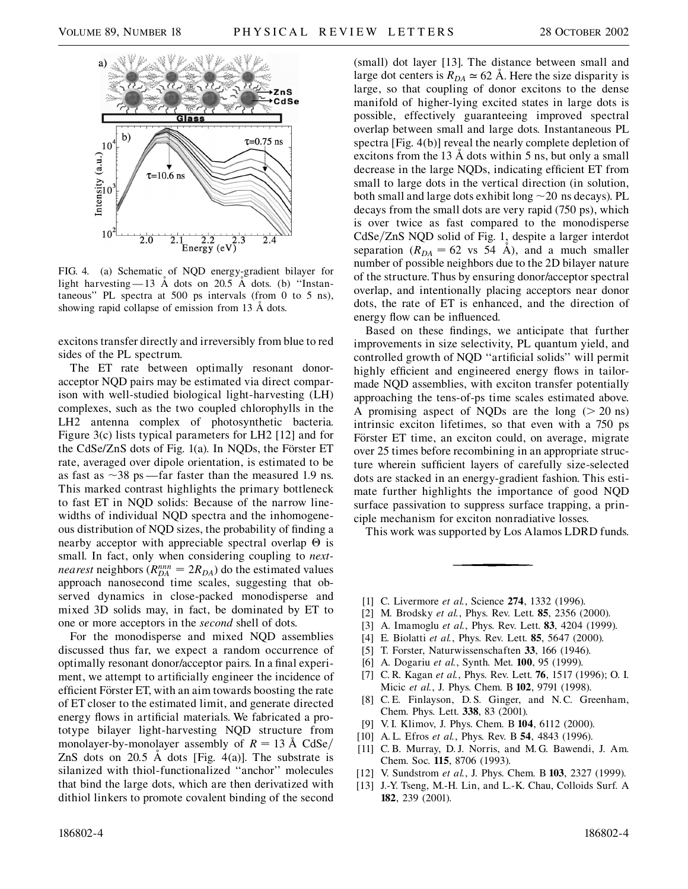a)

ZnS

CdSe

Glass

b)

$10^4$

$10^3$

$10^2$

Intensity (a.u.)

τ=0.75 ns

τ=10.6 ns

2.0 2.1 2.2 2.3 2.4

Energy (eV)

FIG. 4. (a) Schematic of NQD energy-gradient bilayer for light harvesting—13 Å dots on 20.5 Å dots. (b) "Instantaneous" PL spectra at 500 ps intervals (from 0 to 5 ns), showing rapid collapse of emission from 13 Å dots.

excitons transfer directly and irreversibly from blue to red sides of the PL spectrum.

The ET rate between optimally resonant donor-acceptor NQD pairs may be estimated via direct comparison with well-studied biological light-harvesting (LH) complexes, such as the two coupled chlorophylls in the LH2 antenna complex of photosynthetic bacteria. Figure 3(c) lists typical parameters for LH2 [12] and for the CdSe/ZnS dots of Fig. 1(a). In NQDs, the Förster ET rate, averaged over dipole orientation, is estimated to be as fast as ~38 ps—far faster than the measured 1.9 ns. This marked contrast highlights the primary bottleneck to fast ET in NQD solids: Because of the narrow linewidths of individual NQD spectra and the inhomogeneous distribution of NQD sizes, the probability of finding a nearby acceptor with appreciable spectral overlap Θ is small. In fact, only when considering coupling to *next-nearest* neighbors ($R_{DA}^{nnn} = 2R_{DA}$) do the estimated values approach nanosecond time scales, suggesting that observed dynamics in close-packed monodisperse and mixed 3D solids may, in fact, be dominated by ET to one or more acceptors in the *second* shell of dots.

For the monodisperse and mixed NQD assemblies discussed thus far, we expect a random occurrence of optimally resonant donor/acceptor pairs. In a final experiment, we attempt to artificially engineer the incidence of efficient Förster ET, with an aim towards boosting the rate of ET closer to the estimated limit, and generate directed energy flows in artificial materials. We fabricated a prototype bilayer light-harvesting NQD structure from monolayer-by-monolayer assembly of $R = 13$ Å CdSe/ZnS dots on 20.5 Å dots [Fig. 4(a)]. The substrate is silanized with thiol-functionalized "anchor" molecules that bind the large dots, which are then derivatized with dithiol linkers to promote covalent binding of the second (small) dot layer [13]. The distance between small and large dot centers is $R_{DA} \simeq 62$ Å. Here the size disparity is large, so that coupling of donor excitons to the dense manifold of higher-lying excited states in large dots is possible, effectively guaranteeing improved spectral overlap between small and large dots. Instantaneous PL spectra [Fig. 4(b)] reveal the nearly complete depletion of excitons from the 13 Å dots within 5 ns, but only a small decrease in the large NQDs, indicating efficient ET from small to large dots in the vertical direction (in solution, both small and large dots exhibit long ~20 ns decays). PL decays from the small dots are very rapid (750 ps), which is over twice as fast compared to the monodisperse CdSe/ZnS NQD solid of Fig. 1, despite a larger interdot separation ($R_{DA} = 62$ vs 54 Å), and a much smaller number of possible neighbors due to the 2D bilayer nature of the structure. Thus by ensuring donor/acceptor spectral overlap, and intentionally placing acceptors near donor dots, the rate of ET is enhanced, and the direction of energy flow can be influenced.

Based on these findings, we anticipate that further improvements in size selectivity, PL quantum yield, and controlled growth of NQD "artificial solids" will permit highly efficient and engineered energy flows in tailor-made NQD assemblies, with exciton transfer potentially approaching the tens-of-ps time scales estimated above. A promising aspect of NQDs are the long (> 20 ns) intrinsic exciton lifetimes, so that even with a 750 ps Förster ET time, an exciton could, on average, migrate over 25 times before recombining in an appropriate structure wherein sufficient layers of carefully size-selected dots are stacked in an energy-gradient fashion. This estimate further highlights the importance of good NQD surface passivation to suppress surface trapping, a principle mechanism for exciton nonradiative losses.

This work was supported by Los Alamos LDRD funds.

---

[1] C. Livermore *et al.*, Science **274**, 1332 (1996).
[2] M. Brodsky *et al.*, Phys. Rev. Lett. **85**, 2356 (2000).
[3] A. Imamoglu *et al.*, Phys. Rev. Lett. **83**, 4204 (1999).
[4] E. Biolatti *et al.*, Phys. Rev. Lett. **85**, 5647 (2000).
[5] T. Forster, Naturwissenschaften **33**, 166 (1946).
[6] A. Dogariu *et al.*, Synth. Met. **100**, 95 (1999).
[7] C. R. Kagan *et al.*, Phys. Rev. Lett. **76**, 1517 (1996); O. I. Micic *et al.*, J. Phys. Chem. B **102**, 9791 (1998).
[8] C. E. Finlayson, D. S. Ginger, and N. C. Greenham, Chem. Phys. Lett. **338**, 83 (2001).
[9] V. I. Klimov, J. Phys. Chem. B **104**, 6112 (2000).
[10] A. L. Efros *et al.*, Phys. Rev. B **54**, 4843 (1996).
[11] C. B. Murray, D. J. Norris, and M. G. Bawendi, J. Am. Chem. Soc. **115**, 8706 (1993).
[12] V. Sundstrom *et al.*, J. Phys. Chem. B **103**, 2327 (1999).
[13] J.-Y. Tseng, M.-H. Lin, and L.-K. Chau, Colloids Surf. A **182**, 239 (2001).